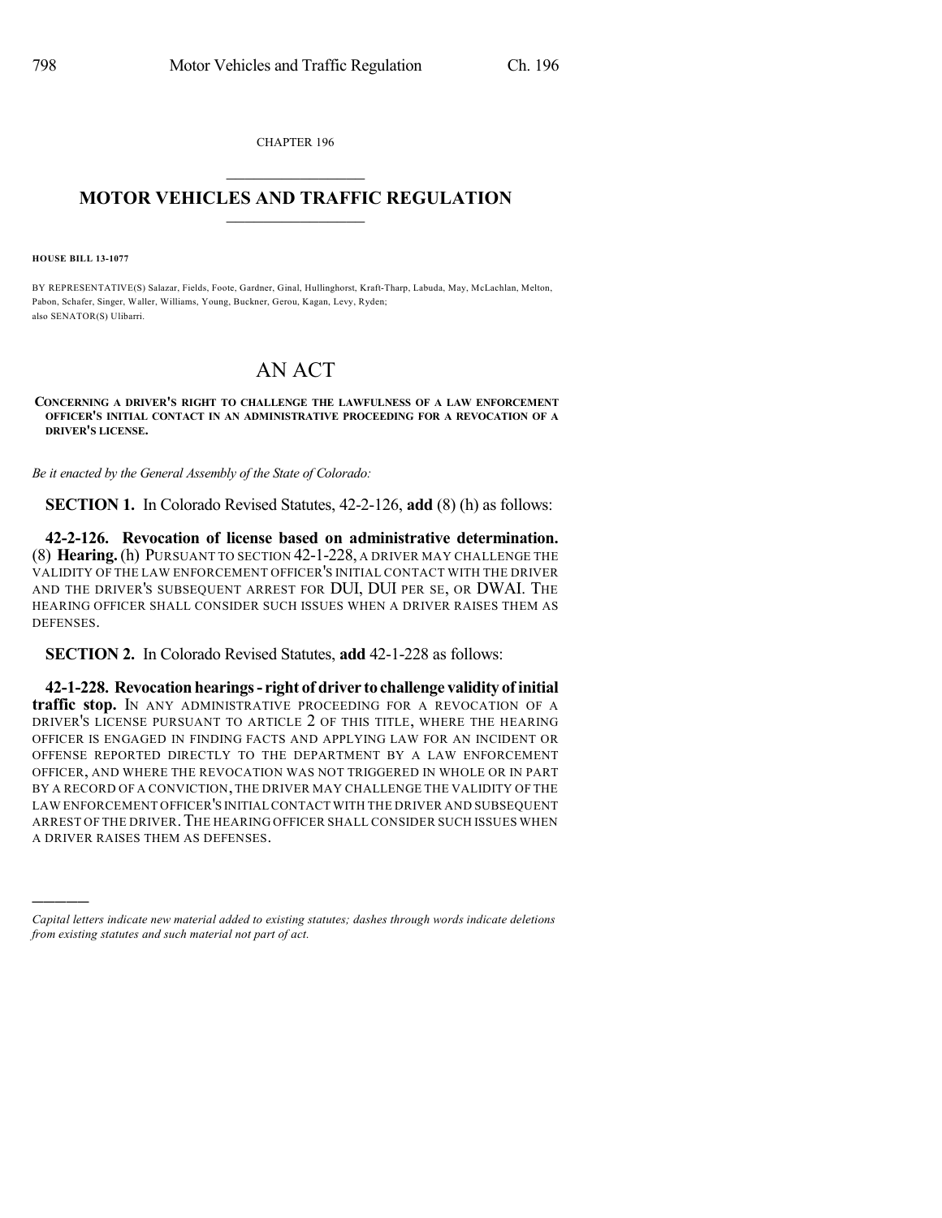CHAPTER 196

# MOTOR VEHICLES AND TRAFFIC REGULATION

**HOUSE BILL 13-1077**

BY REPRESENTATIVE(S) Salazar, Fields, Foote, Gardner, Ginal, Hullinghorst, Kraft-Tharp, Labuda, May, McLachlan, Melton, Pabon, Schafer, Singer, Waller, Williams, Young, Buckner, Gerou, Kagan, Levy, Ryden;
also SENATOR(S) Ulibarri.

# AN ACT

**CONCERNING A DRIVER'S RIGHT TO CHALLENGE THE LAWFULNESS OF A LAW ENFORCEMENT OFFICER'S INITIAL CONTACT IN AN ADMINISTRATIVE PROCEEDING FOR A REVOCATION OF A DRIVER'S LICENSE.**

*Be it enacted by the General Assembly of the State of Colorado:*

**SECTION 1.** In Colorado Revised Statutes, 42-2-126, **add** (8) (h) as follows:

**42-2-126. Revocation of license based on administrative determination.** (8) **Hearing.** (h) PURSUANT TO SECTION 42-1-228, A DRIVER MAY CHALLENGE THE VALIDITY OF THE LAW ENFORCEMENT OFFICER'S INITIAL CONTACT WITH THE DRIVER AND THE DRIVER'S SUBSEQUENT ARREST FOR DUI, DUI PER SE, OR DWAI. THE HEARING OFFICER SHALL CONSIDER SUCH ISSUES WHEN A DRIVER RAISES THEM AS DEFENSES.

**SECTION 2.** In Colorado Revised Statutes, **add** 42-1-228 as follows:

**42-1-228. Revocation hearings - right of driver to challenge validity of initial traffic stop.** IN ANY ADMINISTRATIVE PROCEEDING FOR A REVOCATION OF A DRIVER'S LICENSE PURSUANT TO ARTICLE 2 OF THIS TITLE, WHERE THE HEARING OFFICER IS ENGAGED IN FINDING FACTS AND APPLYING LAW FOR AN INCIDENT OR OFFENSE REPORTED DIRECTLY TO THE DEPARTMENT BY A LAW ENFORCEMENT OFFICER, AND WHERE THE REVOCATION WAS NOT TRIGGERED IN WHOLE OR IN PART BY A RECORD OF A CONVICTION, THE DRIVER MAY CHALLENGE THE VALIDITY OF THE LAW ENFORCEMENT OFFICER'S INITIAL CONTACT WITH THE DRIVER AND SUBSEQUENT ARREST OF THE DRIVER. THE HEARING OFFICER SHALL CONSIDER SUCH ISSUES WHEN A DRIVER RAISES THEM AS DEFENSES.

---

*Capital letters indicate new material added to existing statutes; dashes through words indicate deletions from existing statutes and such material not part of act.*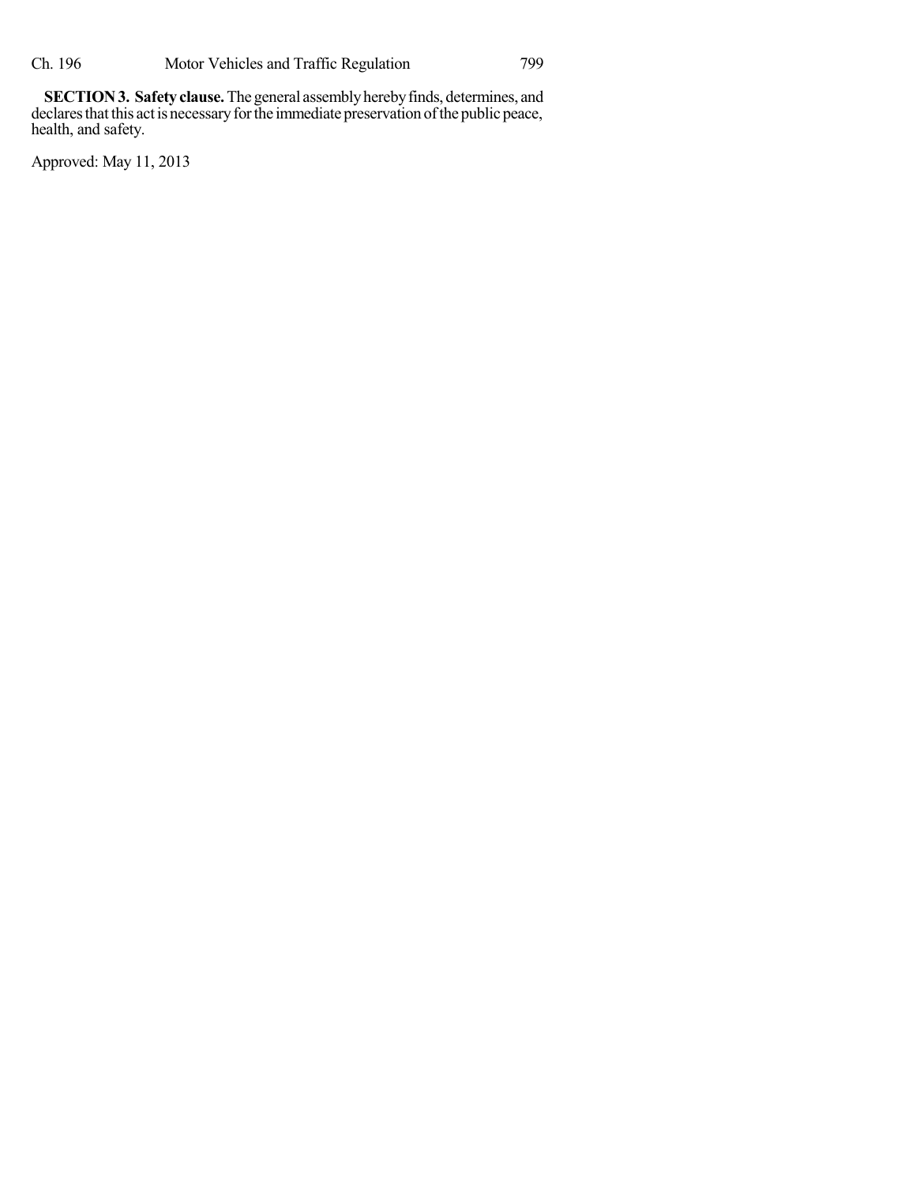**SECTION 3. Safety clause.** The general assembly hereby finds, determines, and declares that this act is necessary for the immediate preservation of the public peace, health, and safety.

Approved: May 11, 2013